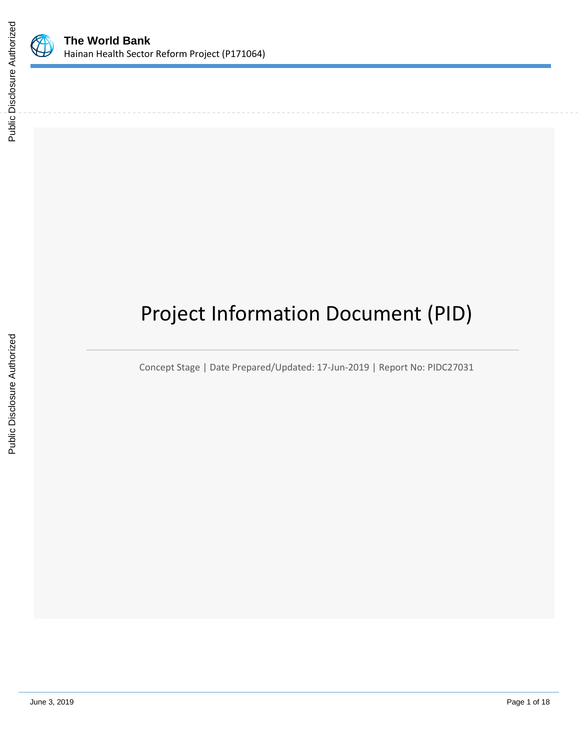# Project Information Document (PID)

Concept Stage | Date Prepared/Updated: 17-Jun-2019 | Report No: PIDC27031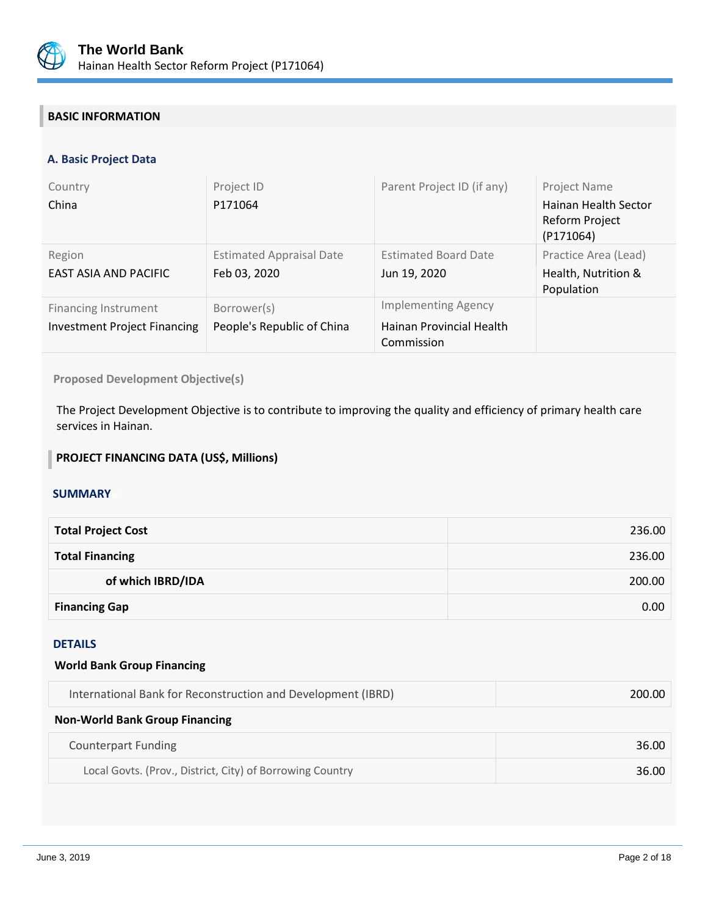## BASIC INFORMATION

### A. Basic Project Data

| Country | Project ID | Parent Project ID (if any) | Project Name |
|---|---|---|---|
| China | P171064 | | Hainan Health Sector Reform Project (P171064) |
| **Region** | **Estimated Appraisal Date** | **Estimated Board Date** | **Practice Area (Lead)** |
| EAST ASIA AND PACIFIC | Feb 03, 2020 | Jun 19, 2020 | Health, Nutrition & Population |
| **Financing Instrument** | **Borrower(s)** | **Implementing Agency** | |
| Investment Project Financing | People's Republic of China | Hainan Provincial Health Commission | |

**Proposed Development Objective(s)**

The Project Development Objective is to contribute to improving the quality and efficiency of primary health care services in Hainan.

## PROJECT FINANCING DATA (US$, Millions)

### SUMMARY

| | |
|---|---:|
| **Total Project Cost** | 236.00 |
| **Total Financing** | 236.00 |
| **of which IBRD/IDA** | 200.00 |
| **Financing Gap** | 0.00 |

### DETAILS

**World Bank Group Financing**

| | |
|---|---:|
| International Bank for Reconstruction and Development (IBRD) | 200.00 |

**Non-World Bank Group Financing**

| | |
|---|---:|
| Counterpart Funding | 36.00 |
| Local Govts. (Prov., District, City) of Borrowing Country | 36.00 |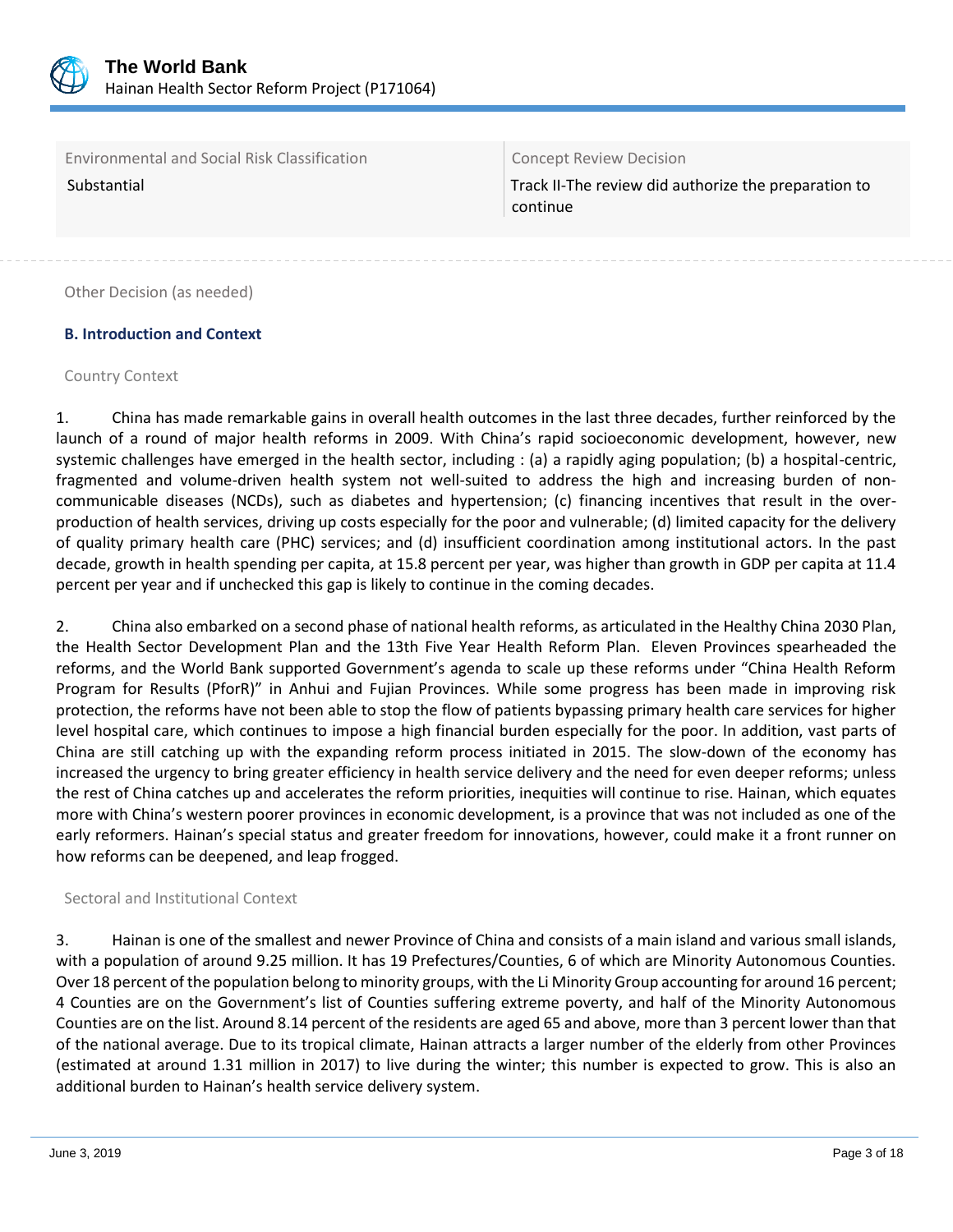| Environmental and Social Risk Classification | Concept Review Decision |
| --- | --- |
| Substantial | Track II-The review did authorize the preparation to continue |

Other Decision (as needed)

### B. Introduction and Context

Country Context

1. China has made remarkable gains in overall health outcomes in the last three decades, further reinforced by the launch of a round of major health reforms in 2009. With China's rapid socioeconomic development, however, new systemic challenges have emerged in the health sector, including : (a) a rapidly aging population; (b) a hospital-centric, fragmented and volume-driven health system not well-suited to address the high and increasing burden of non-communicable diseases (NCDs), such as diabetes and hypertension; (c) financing incentives that result in the over-production of health services, driving up costs especially for the poor and vulnerable; (d) limited capacity for the delivery of quality primary health care (PHC) services; and (d) insufficient coordination among institutional actors. In the past decade, growth in health spending per capita, at 15.8 percent per year, was higher than growth in GDP per capita at 11.4 percent per year and if unchecked this gap is likely to continue in the coming decades.

2. China also embarked on a second phase of national health reforms, as articulated in the Healthy China 2030 Plan, the Health Sector Development Plan and the 13th Five Year Health Reform Plan. Eleven Provinces spearheaded the reforms, and the World Bank supported Government's agenda to scale up these reforms under "China Health Reform Program for Results (PforR)" in Anhui and Fujian Provinces. While some progress has been made in improving risk protection, the reforms have not been able to stop the flow of patients bypassing primary health care services for higher level hospital care, which continues to impose a high financial burden especially for the poor. In addition, vast parts of China are still catching up with the expanding reform process initiated in 2015. The slow-down of the economy has increased the urgency to bring greater efficiency in health service delivery and the need for even deeper reforms; unless the rest of China catches up and accelerates the reform priorities, inequities will continue to rise. Hainan, which equates more with China's western poorer provinces in economic development, is a province that was not included as one of the early reformers. Hainan's special status and greater freedom for innovations, however, could make it a front runner on how reforms can be deepened, and leap frogged.

Sectoral and Institutional Context

3. Hainan is one of the smallest and newer Province of China and consists of a main island and various small islands, with a population of around 9.25 million. It has 19 Prefectures/Counties, 6 of which are Minority Autonomous Counties. Over 18 percent of the population belong to minority groups, with the Li Minority Group accounting for around 16 percent; 4 Counties are on the Government's list of Counties suffering extreme poverty, and half of the Minority Autonomous Counties are on the list. Around 8.14 percent of the residents are aged 65 and above, more than 3 percent lower than that of the national average. Due to its tropical climate, Hainan attracts a larger number of the elderly from other Provinces (estimated at around 1.31 million in 2017) to live during the winter; this number is expected to grow. This is also an additional burden to Hainan's health service delivery system.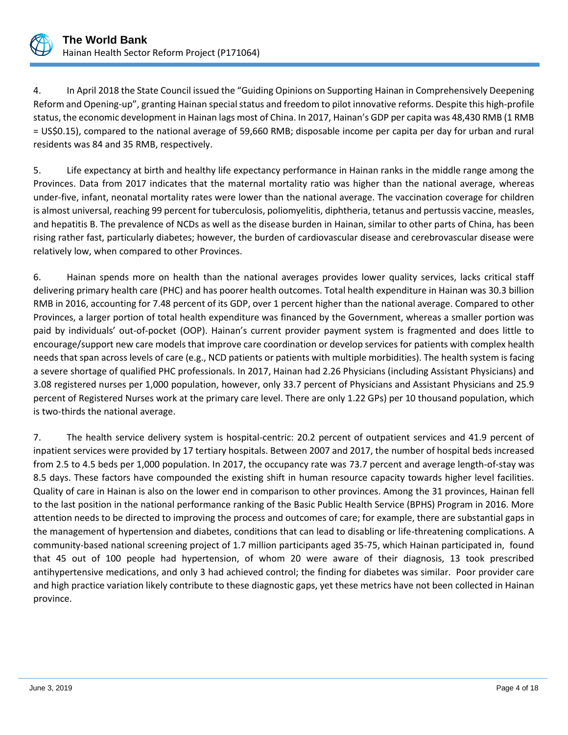4. In April 2018 the State Council issued the "Guiding Opinions on Supporting Hainan in Comprehensively Deepening Reform and Opening-up", granting Hainan special status and freedom to pilot innovative reforms. Despite this high-profile status, the economic development in Hainan lags most of China. In 2017, Hainan's GDP per capita was 48,430 RMB (1 RMB = US$0.15), compared to the national average of 59,660 RMB; disposable income per capita per day for urban and rural residents was 84 and 35 RMB, respectively.

5. Life expectancy at birth and healthy life expectancy performance in Hainan ranks in the middle range among the Provinces. Data from 2017 indicates that the maternal mortality ratio was higher than the national average, whereas under-five, infant, neonatal mortality rates were lower than the national average. The vaccination coverage for children is almost universal, reaching 99 percent for tuberculosis, poliomyelitis, diphtheria, tetanus and pertussis vaccine, measles, and hepatitis B. The prevalence of NCDs as well as the disease burden in Hainan, similar to other parts of China, has been rising rather fast, particularly diabetes; however, the burden of cardiovascular disease and cerebrovascular disease were relatively low, when compared to other Provinces.

6. Hainan spends more on health than the national averages provides lower quality services, lacks critical staff delivering primary health care (PHC) and has poorer health outcomes. Total health expenditure in Hainan was 30.3 billion RMB in 2016, accounting for 7.48 percent of its GDP, over 1 percent higher than the national average. Compared to other Provinces, a larger portion of total health expenditure was financed by the Government, whereas a smaller portion was paid by individuals' out-of-pocket (OOP). Hainan's current provider payment system is fragmented and does little to encourage/support new care models that improve care coordination or develop services for patients with complex health needs that span across levels of care (e.g., NCD patients or patients with multiple morbidities). The health system is facing a severe shortage of qualified PHC professionals. In 2017, Hainan had 2.26 Physicians (including Assistant Physicians) and 3.08 registered nurses per 1,000 population, however, only 33.7 percent of Physicians and Assistant Physicians and 25.9 percent of Registered Nurses work at the primary care level. There are only 1.22 GPs) per 10 thousand population, which is two-thirds the national average.

7. The health service delivery system is hospital-centric: 20.2 percent of outpatient services and 41.9 percent of inpatient services were provided by 17 tertiary hospitals. Between 2007 and 2017, the number of hospital beds increased from 2.5 to 4.5 beds per 1,000 population. In 2017, the occupancy rate was 73.7 percent and average length-of-stay was 8.5 days. These factors have compounded the existing shift in human resource capacity towards higher level facilities. Quality of care in Hainan is also on the lower end in comparison to other provinces. Among the 31 provinces, Hainan fell to the last position in the national performance ranking of the Basic Public Health Service (BPHS) Program in 2016. More attention needs to be directed to improving the process and outcomes of care; for example, there are substantial gaps in the management of hypertension and diabetes, conditions that can lead to disabling or life-threatening complications. A community-based national screening project of 1.7 million participants aged 35-75, which Hainan participated in, found that 45 out of 100 people had hypertension, of whom 20 were aware of their diagnosis, 13 took prescribed antihypertensive medications, and only 3 had achieved control; the finding for diabetes was similar. Poor provider care and high practice variation likely contribute to these diagnostic gaps, yet these metrics have not been collected in Hainan province.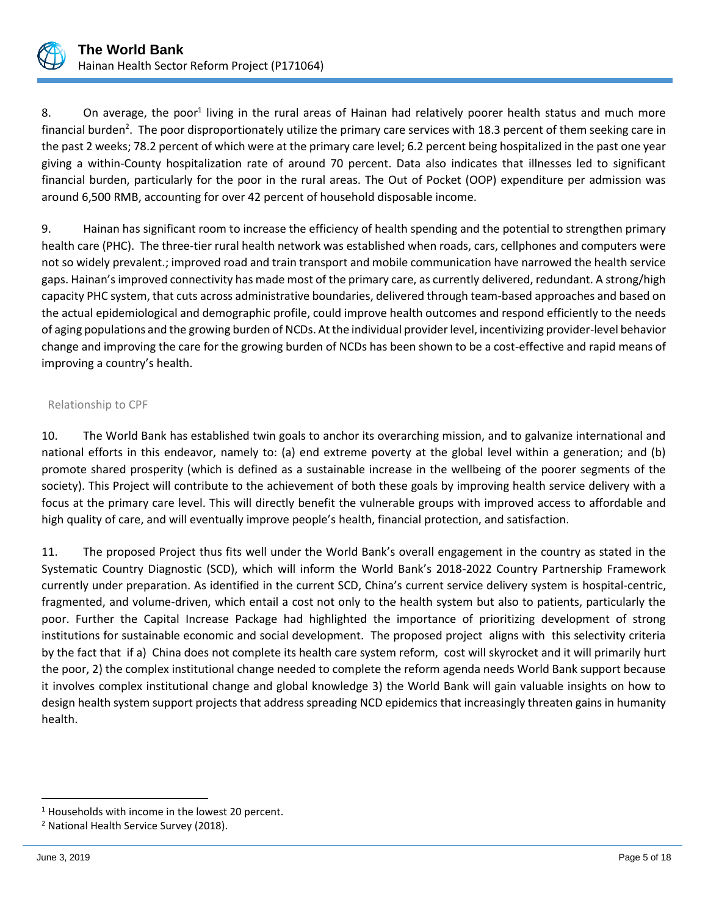8. On average, the poor[1] living in the rural areas of Hainan had relatively poorer health status and much more financial burden[2]. The poor disproportionately utilize the primary care services with 18.3 percent of them seeking care in the past 2 weeks; 78.2 percent of which were at the primary care level; 6.2 percent being hospitalized in the past one year giving a within-County hospitalization rate of around 70 percent. Data also indicates that illnesses led to significant financial burden, particularly for the poor in the rural areas. The Out of Pocket (OOP) expenditure per admission was around 6,500 RMB, accounting for over 42 percent of household disposable income.

9. Hainan has significant room to increase the efficiency of health spending and the potential to strengthen primary health care (PHC). The three-tier rural health network was established when roads, cars, cellphones and computers were not so widely prevalent.; improved road and train transport and mobile communication have narrowed the health service gaps. Hainan's improved connectivity has made most of the primary care, as currently delivered, redundant. A strong/high capacity PHC system, that cuts across administrative boundaries, delivered through team-based approaches and based on the actual epidemiological and demographic profile, could improve health outcomes and respond efficiently to the needs of aging populations and the growing burden of NCDs. At the individual provider level, incentivizing provider-level behavior change and improving the care for the growing burden of NCDs has been shown to be a cost-effective and rapid means of improving a country's health.

### Relationship to CPF

10. The World Bank has established twin goals to anchor its overarching mission, and to galvanize international and national efforts in this endeavor, namely to: (a) end extreme poverty at the global level within a generation; and (b) promote shared prosperity (which is defined as a sustainable increase in the wellbeing of the poorer segments of the society). This Project will contribute to the achievement of both these goals by improving health service delivery with a focus at the primary care level. This will directly benefit the vulnerable groups with improved access to affordable and high quality of care, and will eventually improve people's health, financial protection, and satisfaction.

11. The proposed Project thus fits well under the World Bank's overall engagement in the country as stated in the Systematic Country Diagnostic (SCD), which will inform the World Bank's 2018-2022 Country Partnership Framework currently under preparation. As identified in the current SCD, China's current service delivery system is hospital-centric, fragmented, and volume-driven, which entail a cost not only to the health system but also to patients, particularly the poor. Further the Capital Increase Package had highlighted the importance of prioritizing development of strong institutions for sustainable economic and social development. The proposed project aligns with this selectivity criteria by the fact that if a) China does not complete its health care system reform, cost will skyrocket and it will primarily hurt the poor, 2) the complex institutional change needed to complete the reform agenda needs World Bank support because it involves complex institutional change and global knowledge 3) the World Bank will gain valuable insights on how to design health system support projects that address spreading NCD epidemics that increasingly threaten gains in humanity health.

---

[1] Households with income in the lowest 20 percent.

[2] National Health Service Survey (2018).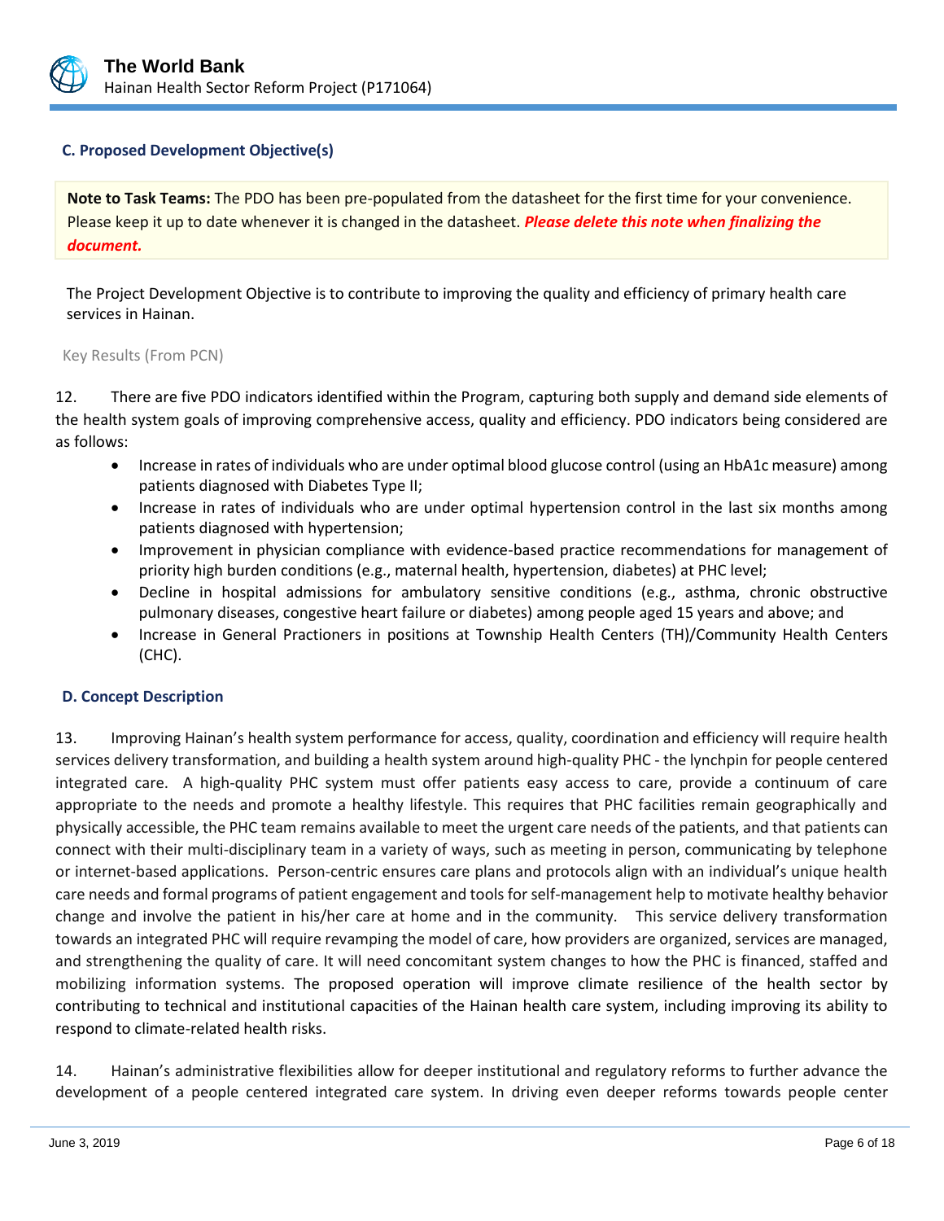### C. Proposed Development Objective(s)

**Note to Task Teams:** The PDO has been pre-populated from the datasheet for the first time for your convenience. Please keep it up to date whenever it is changed in the datasheet. ***Please delete this note when finalizing the document.***

The Project Development Objective is to contribute to improving the quality and efficiency of primary health care services in Hainan.

Key Results (From PCN)

12. There are five PDO indicators identified within the Program, capturing both supply and demand side elements of the health system goals of improving comprehensive access, quality and efficiency. PDO indicators being considered are as follows:

- Increase in rates of individuals who are under optimal blood glucose control (using an HbA1c measure) among patients diagnosed with Diabetes Type II;
- Increase in rates of individuals who are under optimal hypertension control in the last six months among patients diagnosed with hypertension;
- Improvement in physician compliance with evidence-based practice recommendations for management of priority high burden conditions (e.g., maternal health, hypertension, diabetes) at PHC level;
- Decline in hospital admissions for ambulatory sensitive conditions (e.g., asthma, chronic obstructive pulmonary diseases, congestive heart failure or diabetes) among people aged 15 years and above; and
- Increase in General Practioners in positions at Township Health Centers (TH)/Community Health Centers (CHC).

### D. Concept Description

13. Improving Hainan's health system performance for access, quality, coordination and efficiency will require health services delivery transformation, and building a health system around high-quality PHC - the lynchpin for people centered integrated care. A high-quality PHC system must offer patients easy access to care, provide a continuum of care appropriate to the needs and promote a healthy lifestyle. This requires that PHC facilities remain geographically and physically accessible, the PHC team remains available to meet the urgent care needs of the patients, and that patients can connect with their multi-disciplinary team in a variety of ways, such as meeting in person, communicating by telephone or internet-based applications. Person-centric ensures care plans and protocols align with an individual's unique health care needs and formal programs of patient engagement and tools for self-management help to motivate healthy behavior change and involve the patient in his/her care at home and in the community. This service delivery transformation towards an integrated PHC will require revamping the model of care, how providers are organized, services are managed, and strengthening the quality of care. It will need concomitant system changes to how the PHC is financed, staffed and mobilizing information systems. The proposed operation will improve climate resilience of the health sector by contributing to technical and institutional capacities of the Hainan health care system, including improving its ability to respond to climate-related health risks.

14. Hainan's administrative flexibilities allow for deeper institutional and regulatory reforms to further advance the development of a people centered integrated care system. In driving even deeper reforms towards people center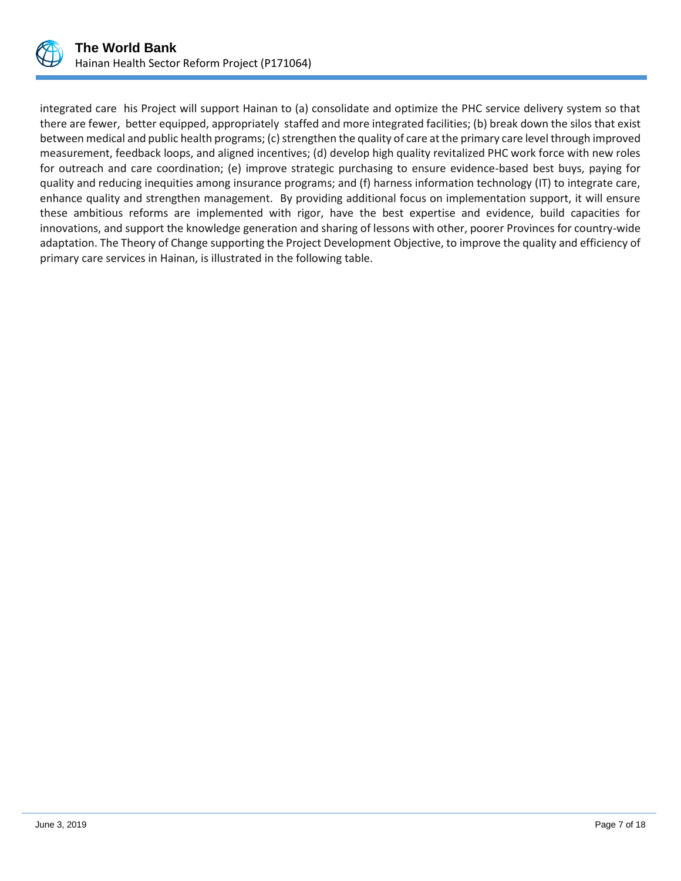integrated care his Project will support Hainan to (a) consolidate and optimize the PHC service delivery system so that there are fewer, better equipped, appropriately staffed and more integrated facilities; (b) break down the silos that exist between medical and public health programs; (c) strengthen the quality of care at the primary care level through improved measurement, feedback loops, and aligned incentives; (d) develop high quality revitalized PHC work force with new roles for outreach and care coordination; (e) improve strategic purchasing to ensure evidence-based best buys, paying for quality and reducing inequities among insurance programs; and (f) harness information technology (IT) to integrate care, enhance quality and strengthen management. By providing additional focus on implementation support, it will ensure these ambitious reforms are implemented with rigor, have the best expertise and evidence, build capacities for innovations, and support the knowledge generation and sharing of lessons with other, poorer Provinces for country-wide adaptation. The Theory of Change supporting the Project Development Objective, to improve the quality and efficiency of primary care services in Hainan, is illustrated in the following table.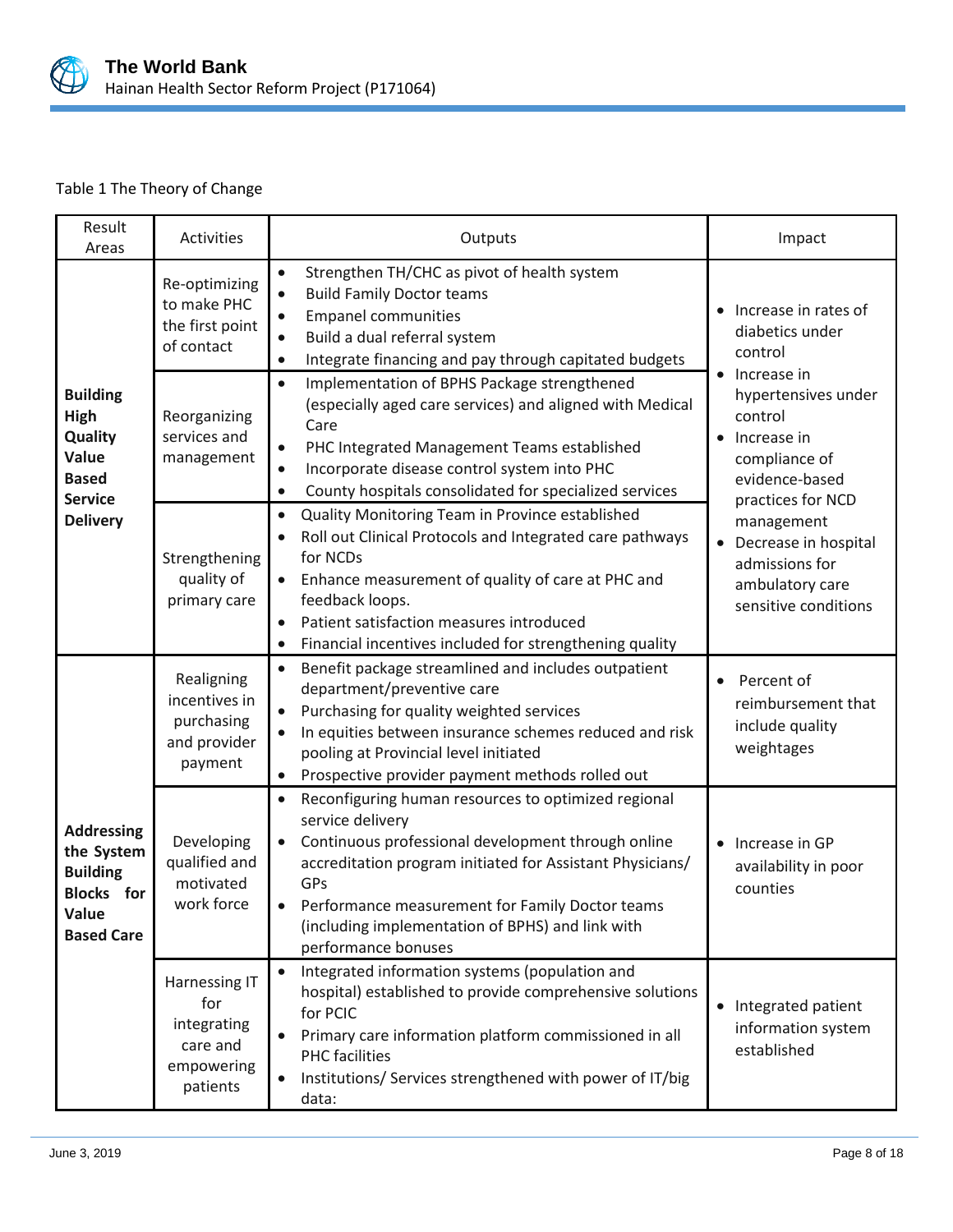Table 1 The Theory of Change

| Result Areas | Activities | Outputs | Impact |
|---|---|---|---|
| **Building High Quality Value Based Service Delivery** | Re-optimizing to make PHC the first point of contact | • Strengthen TH/CHC as pivot of health system<br>• Build Family Doctor teams<br>• Empanel communities<br>• Build a dual referral system<br>• Integrate financing and pay through capitated budgets | • Increase in rates of diabetics under control<br>• Increase in hypertensives under control<br>• Increase in compliance of evidence-based practices for NCD management<br>• Decrease in hospital admissions for ambulatory care sensitive conditions |
| | Reorganizing services and management | • Implementation of BPHS Package strengthened (especially aged care services) and aligned with Medical Care<br>• PHC Integrated Management Teams established<br>• Incorporate disease control system into PHC<br>• County hospitals consolidated for specialized services | |
| | Strengthening quality of primary care | • Quality Monitoring Team in Province established<br>• Roll out Clinical Protocols and Integrated care pathways for NCDs<br>• Enhance measurement of quality of care at PHC and feedback loops.<br>• Patient satisfaction measures introduced<br>• Financial incentives included for strengthening quality | |
| **Addressing the System Building Blocks for Value Based Care** | Realigning incentives in purchasing and provider payment | • Benefit package streamlined and includes outpatient department/preventive care<br>• Purchasing for quality weighted services<br>• In equities between insurance schemes reduced and risk pooling at Provincial level initiated<br>• Prospective provider payment methods rolled out | • Percent of reimbursement that include quality weightages |
| | Developing qualified and motivated work force | • Reconfiguring human resources to optimized regional service delivery<br>• Continuous professional development through online accreditation program initiated for Assistant Physicians/ GPs<br>• Performance measurement for Family Doctor teams (including implementation of BPHS) and link with performance bonuses | • Increase in GP availability in poor counties |
| | Harnessing IT for integrating care and empowering patients | • Integrated information systems (population and hospital) established to provide comprehensive solutions for PCIC<br>• Primary care information platform commissioned in all PHC facilities<br>• Institutions/ Services strengthened with power of IT/big data: | • Integrated patient information system established |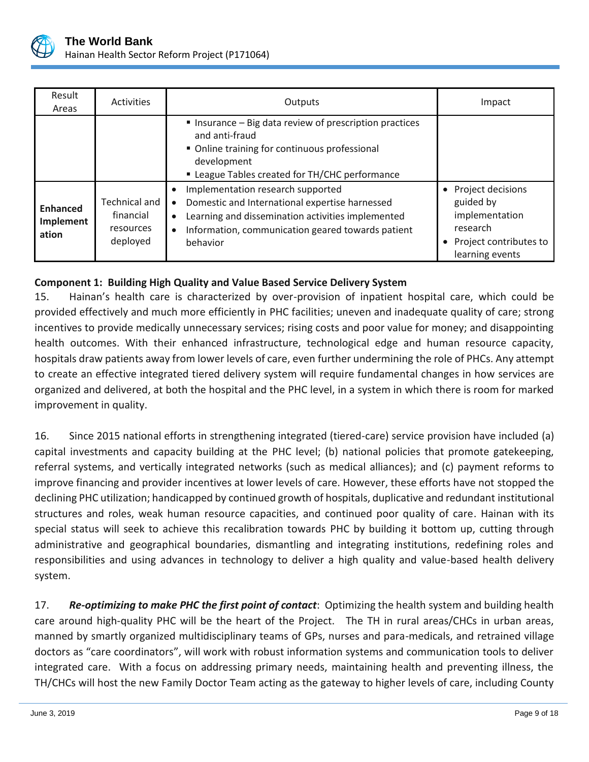| Result Areas | Activities | Outputs | Impact |
|---|---|---|---|
| | | ▪ Insurance – Big data review of prescription practices and anti-fraud<br>▪ Online training for continuous professional development<br>▪ League Tables created for TH/CHC performance | |
| **Enhanced Implementation** | Technical and financial resources deployed | • Implementation research supported<br>• Domestic and International expertise harnessed<br>• Learning and dissemination activities implemented<br>• Information, communication geared towards patient behavior | • Project decisions guided by implementation research<br>• Project contributes to learning events |

**Component 1: Building High Quality and Value Based Service Delivery System**

15. Hainan's health care is characterized by over-provision of inpatient hospital care, which could be provided effectively and much more efficiently in PHC facilities; uneven and inadequate quality of care; strong incentives to provide medically unnecessary services; rising costs and poor value for money; and disappointing health outcomes. With their enhanced infrastructure, technological edge and human resource capacity, hospitals draw patients away from lower levels of care, even further undermining the role of PHCs. Any attempt to create an effective integrated tiered delivery system will require fundamental changes in how services are organized and delivered, at both the hospital and the PHC level, in a system in which there is room for marked improvement in quality.

16. Since 2015 national efforts in strengthening integrated (tiered-care) service provision have included (a) capital investments and capacity building at the PHC level; (b) national policies that promote gatekeeping, referral systems, and vertically integrated networks (such as medical alliances); and (c) payment reforms to improve financing and provider incentives at lower levels of care. However, these efforts have not stopped the declining PHC utilization; handicapped by continued growth of hospitals, duplicative and redundant institutional structures and roles, weak human resource capacities, and continued poor quality of care. Hainan with its special status will seek to achieve this recalibration towards PHC by building it bottom up, cutting through administrative and geographical boundaries, dismantling and integrating institutions, redefining roles and responsibilities and using advances in technology to deliver a high quality and value-based health delivery system.

17. ***Re-optimizing to make PHC the first point of contact***: Optimizing the health system and building health care around high-quality PHC will be the heart of the Project. The TH in rural areas/CHCs in urban areas, manned by smartly organized multidisciplinary teams of GPs, nurses and para-medicals, and retrained village doctors as "care coordinators", will work with robust information systems and communication tools to deliver integrated care. With a focus on addressing primary needs, maintaining health and preventing illness, the TH/CHCs will host the new Family Doctor Team acting as the gateway to higher levels of care, including County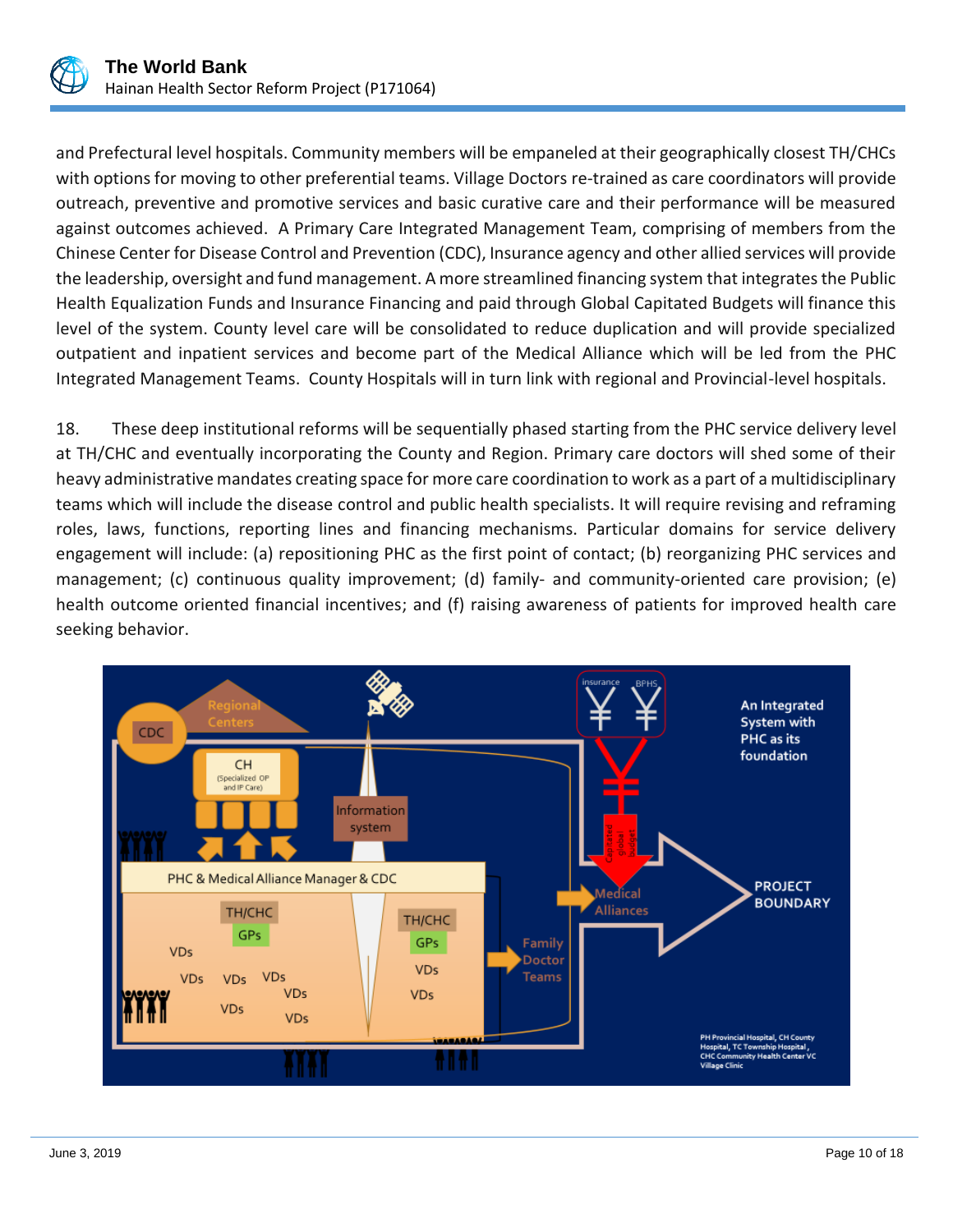and Prefectural level hospitals. Community members will be empaneled at their geographically closest TH/CHCs with options for moving to other preferential teams. Village Doctors re-trained as care coordinators will provide outreach, preventive and promotive services and basic curative care and their performance will be measured against outcomes achieved. A Primary Care Integrated Management Team, comprising of members from the Chinese Center for Disease Control and Prevention (CDC), Insurance agency and other allied services will provide the leadership, oversight and fund management. A more streamlined financing system that integrates the Public Health Equalization Funds and Insurance Financing and paid through Global Capitated Budgets will finance this level of the system. County level care will be consolidated to reduce duplication and will provide specialized outpatient and inpatient services and become part of the Medical Alliance which will be led from the PHC Integrated Management Teams. County Hospitals will in turn link with regional and Provincial-level hospitals.

18. These deep institutional reforms will be sequentially phased starting from the PHC service delivery level at TH/CHC and eventually incorporating the County and Region. Primary care doctors will shed some of their heavy administrative mandates creating space for more care coordination to work as a part of a multidisciplinary teams which will include the disease control and public health specialists. It will require revising and reframing roles, laws, functions, reporting lines and financing mechanisms. Particular domains for service delivery engagement will include: (a) repositioning PHC as the first point of contact; (b) reorganizing PHC services and management; (c) continuous quality improvement; (d) family- and community-oriented care provision; (e) health outcome oriented financial incentives; and (f) raising awareness of patients for improved health care seeking behavior.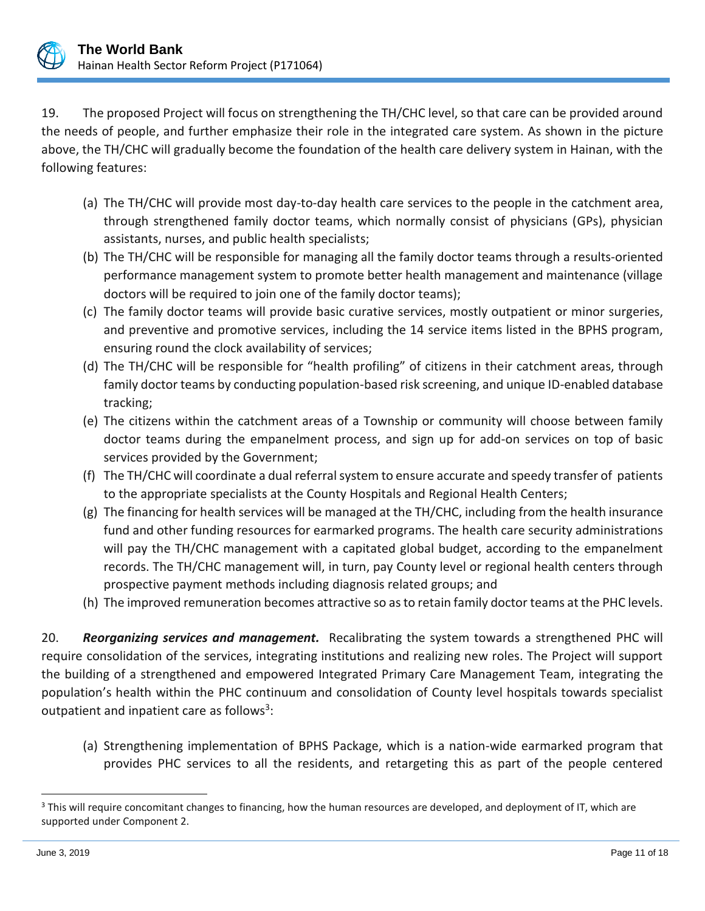19. The proposed Project will focus on strengthening the TH/CHC level, so that care can be provided around the needs of people, and further emphasize their role in the integrated care system. As shown in the picture above, the TH/CHC will gradually become the foundation of the health care delivery system in Hainan, with the following features:

(a) The TH/CHC will provide most day-to-day health care services to the people in the catchment area, through strengthened family doctor teams, which normally consist of physicians (GPs), physician assistants, nurses, and public health specialists;
(b) The TH/CHC will be responsible for managing all the family doctor teams through a results-oriented performance management system to promote better health management and maintenance (village doctors will be required to join one of the family doctor teams);
(c) The family doctor teams will provide basic curative services, mostly outpatient or minor surgeries, and preventive and promotive services, including the 14 service items listed in the BPHS program, ensuring round the clock availability of services;
(d) The TH/CHC will be responsible for "health profiling" of citizens in their catchment areas, through family doctor teams by conducting population-based risk screening, and unique ID-enabled database tracking;
(e) The citizens within the catchment areas of a Township or community will choose between family doctor teams during the empanelment process, and sign up for add-on services on top of basic services provided by the Government;
(f) The TH/CHC will coordinate a dual referral system to ensure accurate and speedy transfer of patients to the appropriate specialists at the County Hospitals and Regional Health Centers;
(g) The financing for health services will be managed at the TH/CHC, including from the health insurance fund and other funding resources for earmarked programs. The health care security administrations will pay the TH/CHC management with a capitated global budget, according to the empanelment records. The TH/CHC management will, in turn, pay County level or regional health centers through prospective payment methods including diagnosis related groups; and
(h) The improved remuneration becomes attractive so as to retain family doctor teams at the PHC levels.

20. ***Reorganizing services and management.*** Recalibrating the system towards a strengthened PHC will require consolidation of the services, integrating institutions and realizing new roles. The Project will support the building of a strengthened and empowered Integrated Primary Care Management Team, integrating the population's health within the PHC continuum and consolidation of County level hospitals towards specialist outpatient and inpatient care as follows[3]:

(a) Strengthening implementation of BPHS Package, which is a nation-wide earmarked program that provides PHC services to all the residents, and retargeting this as part of the people centered

[3] This will require concomitant changes to financing, how the human resources are developed, and deployment of IT, which are supported under Component 2.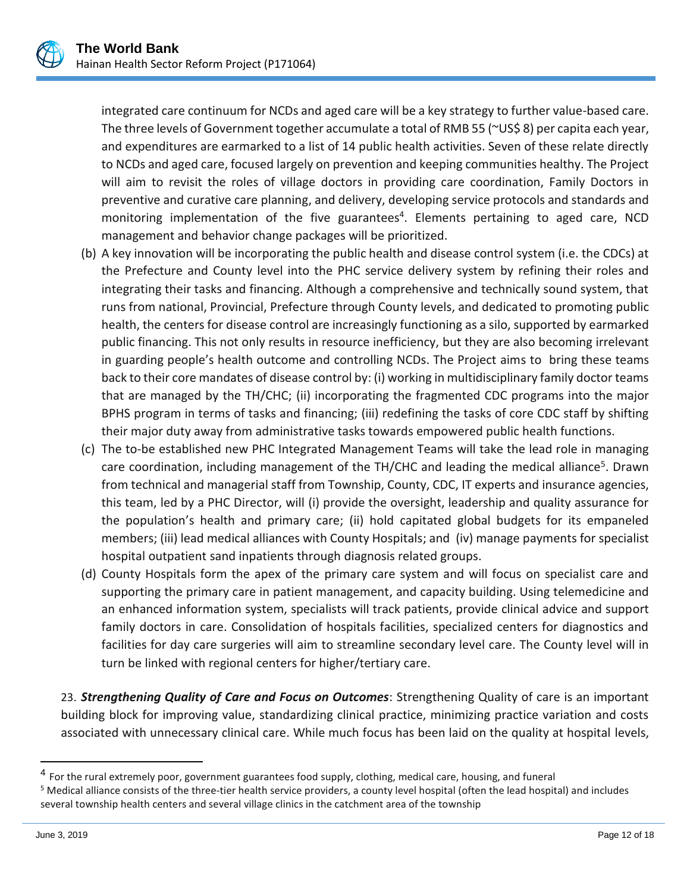integrated care continuum for NCDs and aged care will be a key strategy to further value-based care. The three levels of Government together accumulate a total of RMB 55 (~US$ 8) per capita each year, and expenditures are earmarked to a list of 14 public health activities. Seven of these relate directly to NCDs and aged care, focused largely on prevention and keeping communities healthy. The Project will aim to revisit the roles of village doctors in providing care coordination, Family Doctors in preventive and curative care planning, and delivery, developing service protocols and standards and monitoring implementation of the five guarantees[4]. Elements pertaining to aged care, NCD management and behavior change packages will be prioritized.

(b) A key innovation will be incorporating the public health and disease control system (i.e. the CDCs) at the Prefecture and County level into the PHC service delivery system by refining their roles and integrating their tasks and financing. Although a comprehensive and technically sound system, that runs from national, Provincial, Prefecture through County levels, and dedicated to promoting public health, the centers for disease control are increasingly functioning as a silo, supported by earmarked public financing. This not only results in resource inefficiency, but they are also becoming irrelevant in guarding people's health outcome and controlling NCDs. The Project aims to bring these teams back to their core mandates of disease control by: (i) working in multidisciplinary family doctor teams that are managed by the TH/CHC; (ii) incorporating the fragmented CDC programs into the major BPHS program in terms of tasks and financing; (iii) redefining the tasks of core CDC staff by shifting their major duty away from administrative tasks towards empowered public health functions.

(c) The to-be established new PHC Integrated Management Teams will take the lead role in managing care coordination, including management of the TH/CHC and leading the medical alliance[5]. Drawn from technical and managerial staff from Township, County, CDC, IT experts and insurance agencies, this team, led by a PHC Director, will (i) provide the oversight, leadership and quality assurance for the population's health and primary care; (ii) hold capitated global budgets for its empaneled members; (iii) lead medical alliances with County Hospitals; and (iv) manage payments for specialist hospital outpatient sand inpatients through diagnosis related groups.

(d) County Hospitals form the apex of the primary care system and will focus on specialist care and supporting the primary care in patient management, and capacity building. Using telemedicine and an enhanced information system, specialists will track patients, provide clinical advice and support family doctors in care. Consolidation of hospitals facilities, specialized centers for diagnostics and facilities for day care surgeries will aim to streamline secondary level care. The County level will in turn be linked with regional centers for higher/tertiary care.

23. ***Strengthening Quality of Care and Focus on Outcomes***: Strengthening Quality of care is an important building block for improving value, standardizing clinical practice, minimizing practice variation and costs associated with unnecessary clinical care. While much focus has been laid on the quality at hospital levels,

---

[4] For the rural extremely poor, government guarantees food supply, clothing, medical care, housing, and funeral

[5] Medical alliance consists of the three-tier health service providers, a county level hospital (often the lead hospital) and includes several township health centers and several village clinics in the catchment area of the township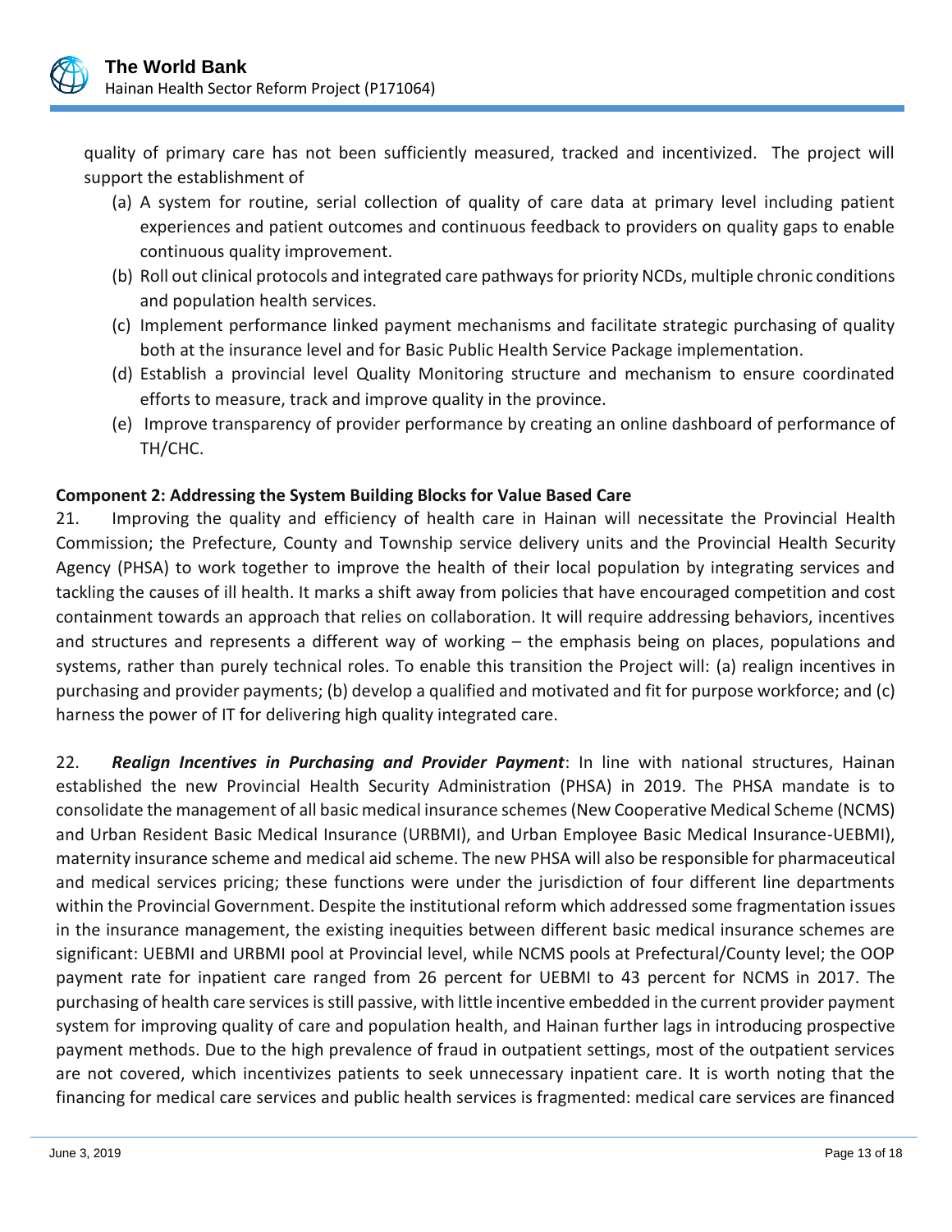quality of primary care has not been sufficiently measured, tracked and incentivized. The project will support the establishment of

(a) A system for routine, serial collection of quality of care data at primary level including patient experiences and patient outcomes and continuous feedback to providers on quality gaps to enable continuous quality improvement.
(b) Roll out clinical protocols and integrated care pathways for priority NCDs, multiple chronic conditions and population health services.
(c) Implement performance linked payment mechanisms and facilitate strategic purchasing of quality both at the insurance level and for Basic Public Health Service Package implementation.
(d) Establish a provincial level Quality Monitoring structure and mechanism to ensure coordinated efforts to measure, track and improve quality in the province.
(e) Improve transparency of provider performance by creating an online dashboard of performance of TH/CHC.

**Component 2: Addressing the System Building Blocks for Value Based Care**

21. Improving the quality and efficiency of health care in Hainan will necessitate the Provincial Health Commission; the Prefecture, County and Township service delivery units and the Provincial Health Security Agency (PHSA) to work together to improve the health of their local population by integrating services and tackling the causes of ill health. It marks a shift away from policies that have encouraged competition and cost containment towards an approach that relies on collaboration. It will require addressing behaviors, incentives and structures and represents a different way of working – the emphasis being on places, populations and systems, rather than purely technical roles. To enable this transition the Project will: (a) realign incentives in purchasing and provider payments; (b) develop a qualified and motivated and fit for purpose workforce; and (c) harness the power of IT for delivering high quality integrated care.

22. ***Realign Incentives in Purchasing and Provider Payment***: In line with national structures, Hainan established the new Provincial Health Security Administration (PHSA) in 2019. The PHSA mandate is to consolidate the management of all basic medical insurance schemes (New Cooperative Medical Scheme (NCMS) and Urban Resident Basic Medical Insurance (URBMI), and Urban Employee Basic Medical Insurance-UEBMI), maternity insurance scheme and medical aid scheme. The new PHSA will also be responsible for pharmaceutical and medical services pricing; these functions were under the jurisdiction of four different line departments within the Provincial Government. Despite the institutional reform which addressed some fragmentation issues in the insurance management, the existing inequities between different basic medical insurance schemes are significant: UEBMI and URBMI pool at Provincial level, while NCMS pools at Prefectural/County level; the OOP payment rate for inpatient care ranged from 26 percent for UEBMI to 43 percent for NCMS in 2017. The purchasing of health care services is still passive, with little incentive embedded in the current provider payment system for improving quality of care and population health, and Hainan further lags in introducing prospective payment methods. Due to the high prevalence of fraud in outpatient settings, most of the outpatient services are not covered, which incentivizes patients to seek unnecessary inpatient care. It is worth noting that the financing for medical care services and public health services is fragmented: medical care services are financed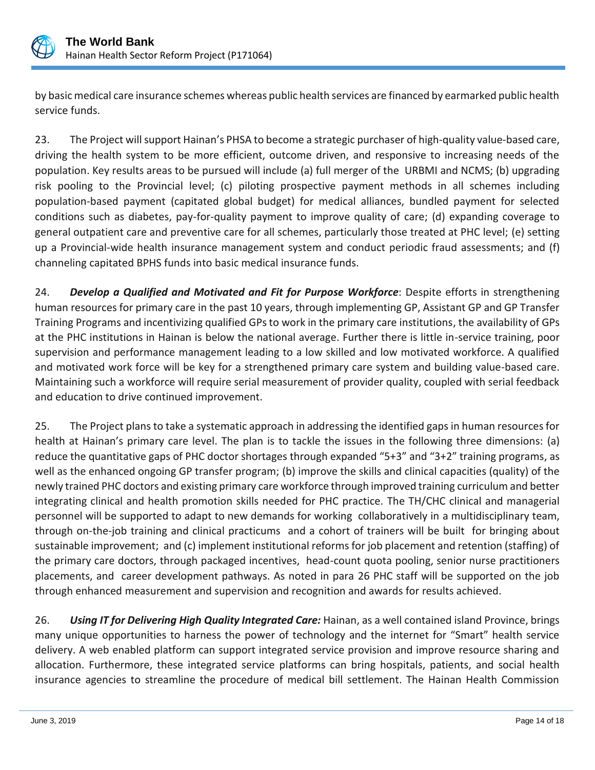by basic medical care insurance schemes whereas public health services are financed by earmarked public health service funds.

23. The Project will support Hainan's PHSA to become a strategic purchaser of high-quality value-based care, driving the health system to be more efficient, outcome driven, and responsive to increasing needs of the population. Key results areas to be pursued will include (a) full merger of the URBMI and NCMS; (b) upgrading risk pooling to the Provincial level; (c) piloting prospective payment methods in all schemes including population-based payment (capitated global budget) for medical alliances, bundled payment for selected conditions such as diabetes, pay-for-quality payment to improve quality of care; (d) expanding coverage to general outpatient care and preventive care for all schemes, particularly those treated at PHC level; (e) setting up a Provincial-wide health insurance management system and conduct periodic fraud assessments; and (f) channeling capitated BPHS funds into basic medical insurance funds.

24. ***Develop a Qualified and Motivated and Fit for Purpose Workforce***: Despite efforts in strengthening human resources for primary care in the past 10 years, through implementing GP, Assistant GP and GP Transfer Training Programs and incentivizing qualified GPs to work in the primary care institutions, the availability of GPs at the PHC institutions in Hainan is below the national average. Further there is little in-service training, poor supervision and performance management leading to a low skilled and low motivated workforce. A qualified and motivated work force will be key for a strengthened primary care system and building value-based care. Maintaining such a workforce will require serial measurement of provider quality, coupled with serial feedback and education to drive continued improvement.

25. The Project plans to take a systematic approach in addressing the identified gaps in human resources for health at Hainan's primary care level. The plan is to tackle the issues in the following three dimensions: (a) reduce the quantitative gaps of PHC doctor shortages through expanded "5+3" and "3+2" training programs, as well as the enhanced ongoing GP transfer program; (b) improve the skills and clinical capacities (quality) of the newly trained PHC doctors and existing primary care workforce through improved training curriculum and better integrating clinical and health promotion skills needed for PHC practice. The TH/CHC clinical and managerial personnel will be supported to adapt to new demands for working collaboratively in a multidisciplinary team, through on-the-job training and clinical practicums and a cohort of trainers will be built for bringing about sustainable improvement; and (c) implement institutional reforms for job placement and retention (staffing) of the primary care doctors, through packaged incentives, head-count quota pooling, senior nurse practitioners placements, and career development pathways. As noted in para 26 PHC staff will be supported on the job through enhanced measurement and supervision and recognition and awards for results achieved.

26. ***Using IT for Delivering High Quality Integrated Care:*** Hainan, as a well contained island Province, brings many unique opportunities to harness the power of technology and the internet for "Smart" health service delivery. A web enabled platform can support integrated service provision and improve resource sharing and allocation. Furthermore, these integrated service platforms can bring hospitals, patients, and social health insurance agencies to streamline the procedure of medical bill settlement. The Hainan Health Commission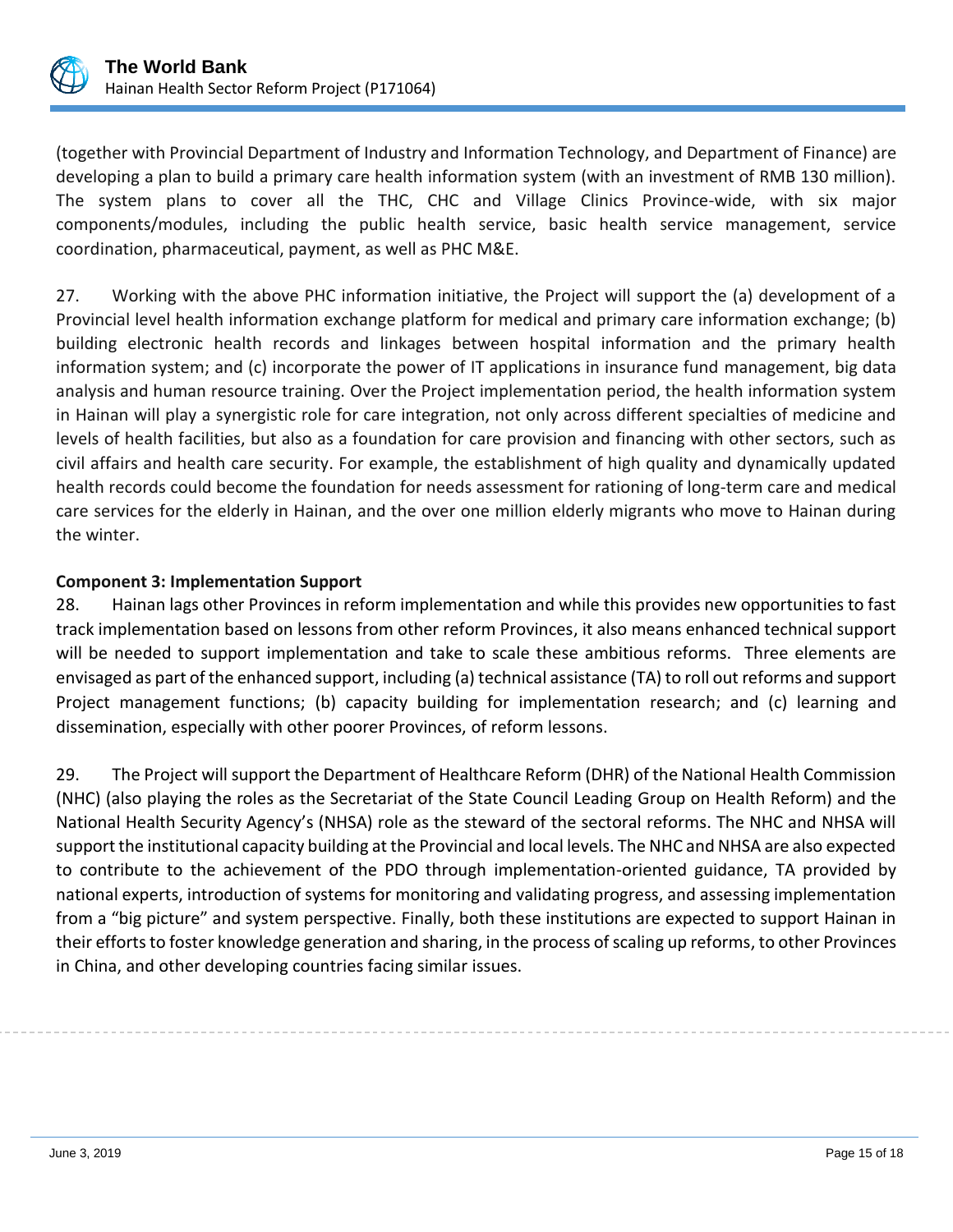(together with Provincial Department of Industry and Information Technology, and Department of Finance) are developing a plan to build a primary care health information system (with an investment of RMB 130 million). The system plans to cover all the THC, CHC and Village Clinics Province-wide, with six major components/modules, including the public health service, basic health service management, service coordination, pharmaceutical, payment, as well as PHC M&E.

27. Working with the above PHC information initiative, the Project will support the (a) development of a Provincial level health information exchange platform for medical and primary care information exchange; (b) building electronic health records and linkages between hospital information and the primary health information system; and (c) incorporate the power of IT applications in insurance fund management, big data analysis and human resource training. Over the Project implementation period, the health information system in Hainan will play a synergistic role for care integration, not only across different specialties of medicine and levels of health facilities, but also as a foundation for care provision and financing with other sectors, such as civil affairs and health care security. For example, the establishment of high quality and dynamically updated health records could become the foundation for needs assessment for rationing of long-term care and medical care services for the elderly in Hainan, and the over one million elderly migrants who move to Hainan during the winter.

**Component 3: Implementation Support**

28. Hainan lags other Provinces in reform implementation and while this provides new opportunities to fast track implementation based on lessons from other reform Provinces, it also means enhanced technical support will be needed to support implementation and take to scale these ambitious reforms. Three elements are envisaged as part of the enhanced support, including (a) technical assistance (TA) to roll out reforms and support Project management functions; (b) capacity building for implementation research; and (c) learning and dissemination, especially with other poorer Provinces, of reform lessons.

29. The Project will support the Department of Healthcare Reform (DHR) of the National Health Commission (NHC) (also playing the roles as the Secretariat of the State Council Leading Group on Health Reform) and the National Health Security Agency's (NHSA) role as the steward of the sectoral reforms. The NHC and NHSA will support the institutional capacity building at the Provincial and local levels. The NHC and NHSA are also expected to contribute to the achievement of the PDO through implementation-oriented guidance, TA provided by national experts, introduction of systems for monitoring and validating progress, and assessing implementation from a "big picture" and system perspective. Finally, both these institutions are expected to support Hainan in their efforts to foster knowledge generation and sharing, in the process of scaling up reforms, to other Provinces in China, and other developing countries facing similar issues.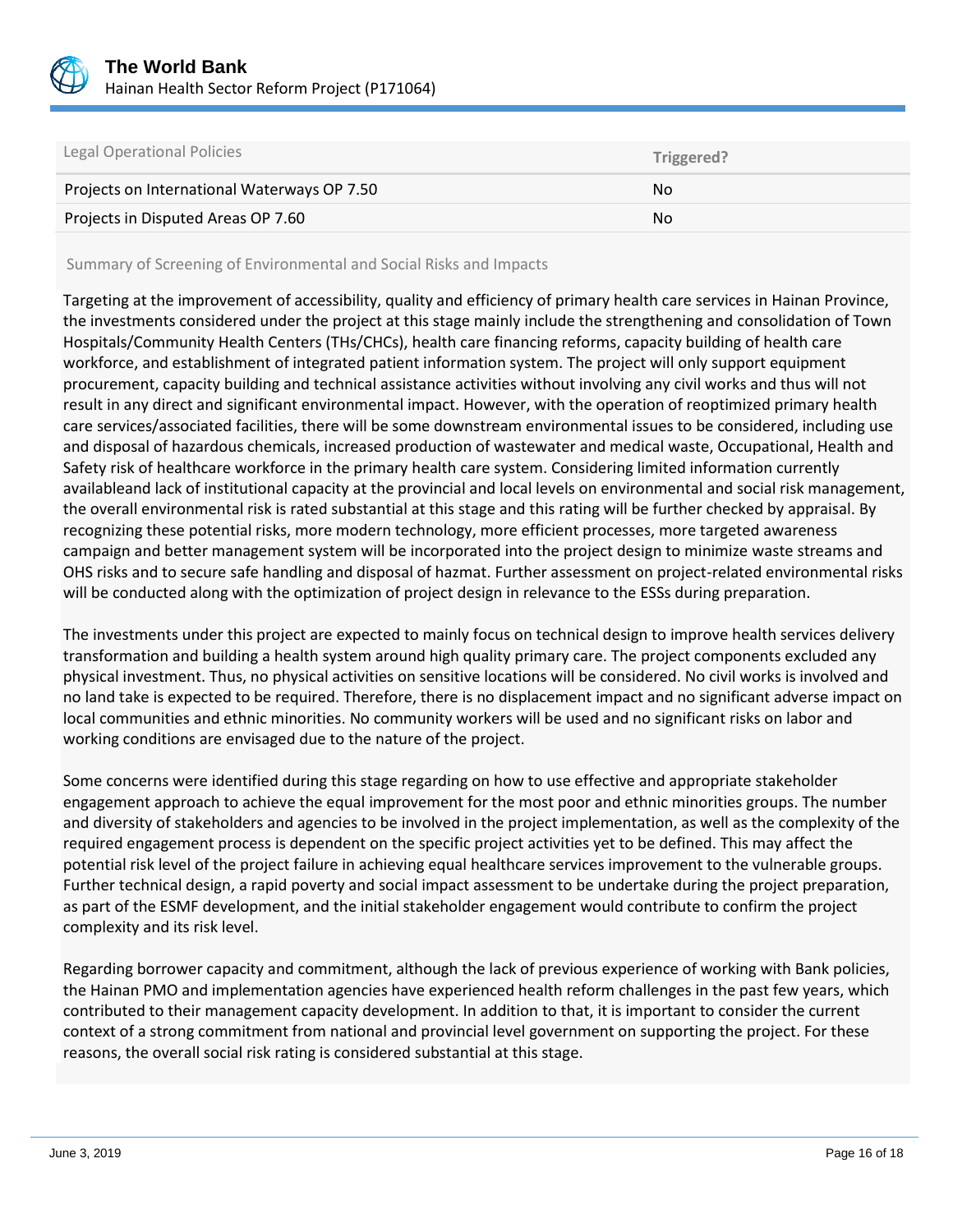| Legal Operational Policies | Triggered? |
| --- | --- |
| Projects on International Waterways OP 7.50 | No |
| Projects in Disputed Areas OP 7.60 | No |

Summary of Screening of Environmental and Social Risks and Impacts

Targeting at the improvement of accessibility, quality and efficiency of primary health care services in Hainan Province, the investments considered under the project at this stage mainly include the strengthening and consolidation of Town Hospitals/Community Health Centers (THs/CHCs), health care financing reforms, capacity building of health care workforce, and establishment of integrated patient information system. The project will only support equipment procurement, capacity building and technical assistance activities without involving any civil works and thus will not result in any direct and significant environmental impact. However, with the operation of reoptimized primary health care services/associated facilities, there will be some downstream environmental issues to be considered, including use and disposal of hazardous chemicals, increased production of wastewater and medical waste, Occupational, Health and Safety risk of healthcare workforce in the primary health care system. Considering limited information currently availableand lack of institutional capacity at the provincial and local levels on environmental and social risk management, the overall environmental risk is rated substantial at this stage and this rating will be further checked by appraisal. By recognizing these potential risks, more modern technology, more efficient processes, more targeted awareness campaign and better management system will be incorporated into the project design to minimize waste streams and OHS risks and to secure safe handling and disposal of hazmat. Further assessment on project-related environmental risks will be conducted along with the optimization of project design in relevance to the ESSs during preparation.

The investments under this project are expected to mainly focus on technical design to improve health services delivery transformation and building a health system around high quality primary care. The project components excluded any physical investment. Thus, no physical activities on sensitive locations will be considered. No civil works is involved and no land take is expected to be required. Therefore, there is no displacement impact and no significant adverse impact on local communities and ethnic minorities. No community workers will be used and no significant risks on labor and working conditions are envisaged due to the nature of the project.

Some concerns were identified during this stage regarding on how to use effective and appropriate stakeholder engagement approach to achieve the equal improvement for the most poor and ethnic minorities groups. The number and diversity of stakeholders and agencies to be involved in the project implementation, as well as the complexity of the required engagement process is dependent on the specific project activities yet to be defined. This may affect the potential risk level of the project failure in achieving equal healthcare services improvement to the vulnerable groups. Further technical design, a rapid poverty and social impact assessment to be undertake during the project preparation, as part of the ESMF development, and the initial stakeholder engagement would contribute to confirm the project complexity and its risk level.

Regarding borrower capacity and commitment, although the lack of previous experience of working with Bank policies, the Hainan PMO and implementation agencies have experienced health reform challenges in the past few years, which contributed to their management capacity development. In addition to that, it is important to consider the current context of a strong commitment from national and provincial level government on supporting the project. For these reasons, the overall social risk rating is considered substantial at this stage.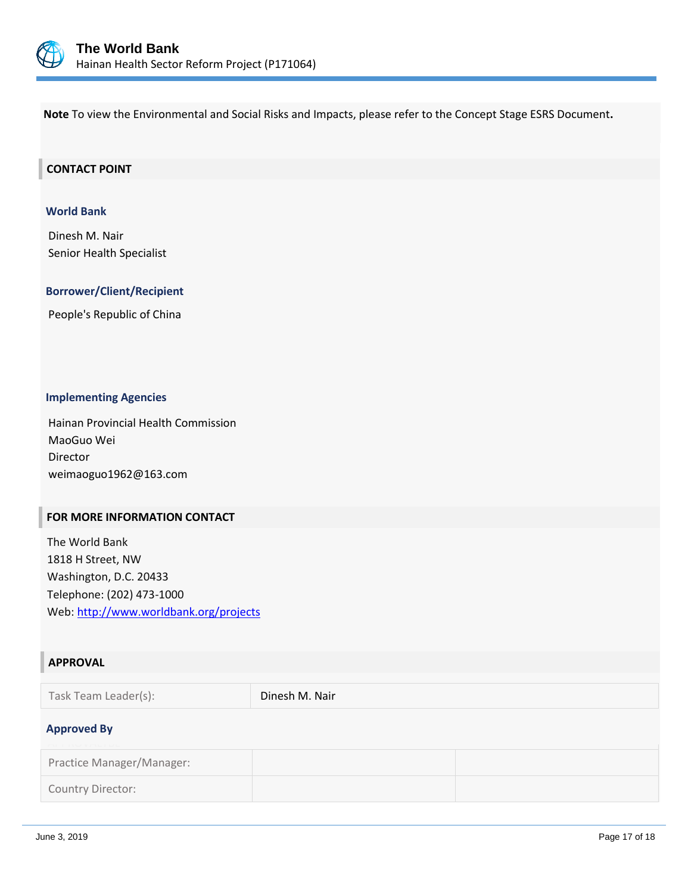**Note** To view the Environmental and Social Risks and Impacts, please refer to the Concept Stage ESRS Document**.**

## CONTACT POINT

### World Bank

Dinesh M. Nair
Senior Health Specialist

### Borrower/Client/Recipient

People's Republic of China

### Implementing Agencies

Hainan Provincial Health Commission
MaoGuo Wei
Director
weimaoguo1962@163.com

## FOR MORE INFORMATION CONTACT

The World Bank
1818 H Street, NW
Washington, D.C. 20433
Telephone: (202) 473-1000
Web: http://www.worldbank.org/projects

## APPROVAL

| Task Team Leader(s): | Dinesh M. Nair |
|---|---|

### Approved By

| Practice Manager/Manager: | | |
|---|---|---|
| Country Director: | | |